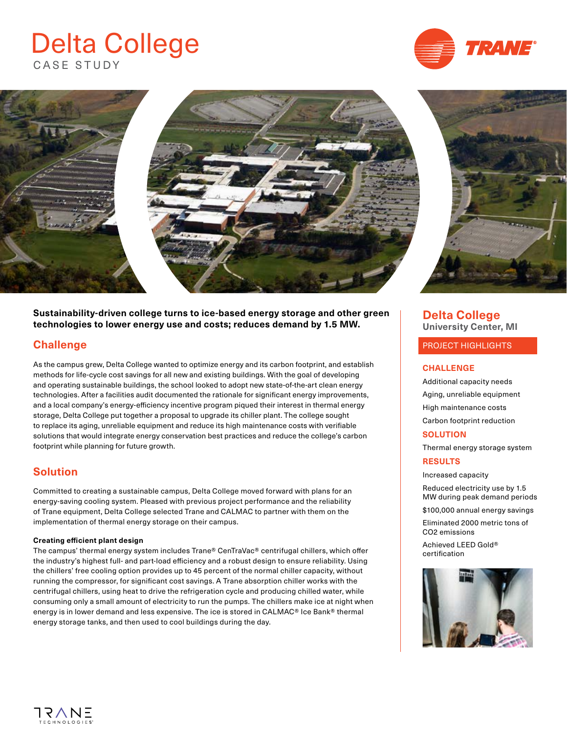# Delta College

CASE STUDY

**Sustainability-driven college turns to ice-based energy storage and other green technologies to lower energy use and costs; reduces demand by 1.5 MW.**

## Challenge

As the campus grew, Delta College wanted to optimize energy and its carbon footprint, and establish methods for life-cycle cost savings for all new and existing buildings. With the goal of developing and operating sustainable buildings, the school looked to adopt new state-of-the-art clean energy technologies. After a facilities audit documented the rationale for significant energy improvements, and a local company's energy-efficiency incentive program piqued their interest in thermal energy storage, Delta College put together a proposal to upgrade its chiller plant. The college sought to replace its aging, unreliable equipment and reduce its high maintenance costs with verifiable solutions that would integrate energy conservation best practices and reduce the college's carbon footprint while planning for future growth.

## Solution

Committed to creating a sustainable campus, Delta College moved forward with plans for an energy-saving cooling system. Pleased with previous project performance and the reliability of Trane equipment, Delta College selected Trane and CALMAC to partner with them on the implementation of thermal energy storage on their campus.

**Creating efficient plant design**

The campus' thermal energy system includes Trane® CenTraVac® centrifugal chillers, which offer the industry's highest full- and part-load efficiency and a robust design to ensure reliability. Using the chillers' free cooling option provides up to 45 percent of the normal chiller capacity, without running the compressor, for significant cost savings. A Trane absorption chiller works with the centrifugal chillers, using heat to drive the refrigeration cycle and producing chilled water, while consuming only a small amount of electricity to run the pumps. The chillers make ice at night when energy is in lower demand and less expensive. The ice is stored in CALMAC® Ice Bank® thermal energy storage tanks, and then used to cool buildings during the day.

## Delta College

**University Center, MI**

### PROJECT HIGHLIGHTS

**CHALLENGE**

- Additional capacity needs
- Aging, unreliable equipment
- High maintenance costs
- Carbon footprint reduction

**SOLUTION**

- Thermal energy storage system

**RESULTS**

- Increased capacity
- Reduced electricity use by 1.5 MW during peak demand periods
- $100,000 annual energy savings
- Eliminated 2000 metric tons of $CO_2$ emissions
- Achieved LEED Gold® certification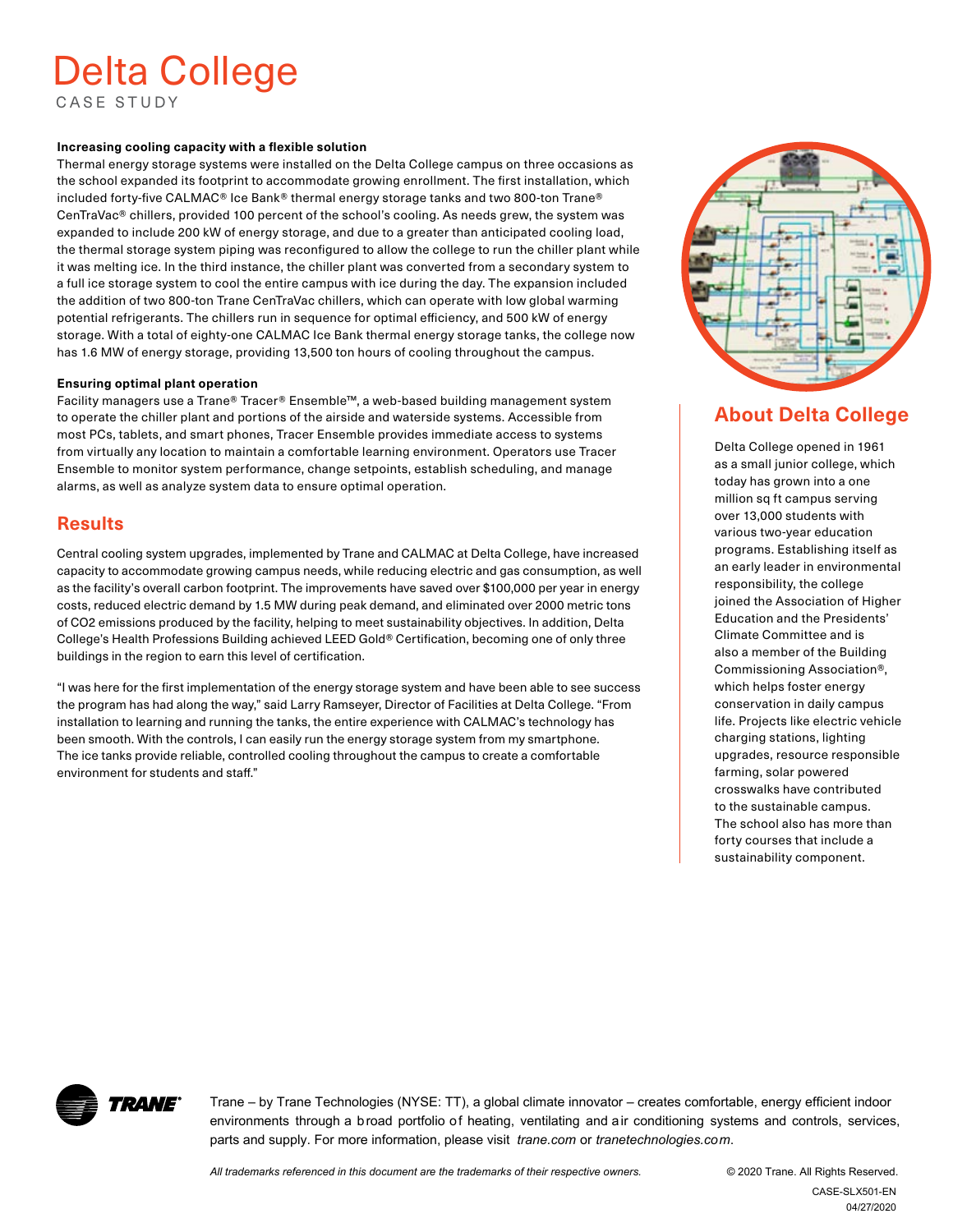# Delta College

CASE STUDY

**Increasing cooling capacity with a flexible solution**

Thermal energy storage systems were installed on the Delta College campus on three occasions as the school expanded its footprint to accommodate growing enrollment. The first installation, which included forty-five CALMAC® Ice Bank® thermal energy storage tanks and two 800-ton Trane® CenTraVac® chillers, provided 100 percent of the school's cooling. As needs grew, the system was expanded to include 200 kW of energy storage, and due to a greater than anticipated cooling load, the thermal storage system piping was reconfigured to allow the college to run the chiller plant while it was melting ice. In the third instance, the chiller plant was converted from a secondary system to a full ice storage system to cool the entire campus with ice during the day. The expansion included the addition of two 800-ton Trane CenTraVac chillers, which can operate with low global warming potential refrigerants. The chillers run in sequence for optimal efficiency, and 500 kW of energy storage. With a total of eighty-one CALMAC Ice Bank thermal energy storage tanks, the college now has 1.6 MW of energy storage, providing 13,500 ton hours of cooling throughout the campus.

**Ensuring optimal plant operation**

Facility managers use a Trane® Tracer® Ensemble™, a web-based building management system to operate the chiller plant and portions of the airside and waterside systems. Accessible from most PCs, tablets, and smart phones, Tracer Ensemble provides immediate access to systems from virtually any location to maintain a comfortable learning environment. Operators use Tracer Ensemble to monitor system performance, change setpoints, establish scheduling, and manage alarms, as well as analyze system data to ensure optimal operation.

## Results

Central cooling system upgrades, implemented by Trane and CALMAC at Delta College, have increased capacity to accommodate growing campus needs, while reducing electric and gas consumption, as well as the facility's overall carbon footprint. The improvements have saved over $100,000 per year in energy costs, reduced electric demand by 1.5 MW during peak demand, and eliminated over 2000 metric tons of $CO_2$ emissions produced by the facility, helping to meet sustainability objectives. In addition, Delta College's Health Professions Building achieved LEED Gold® Certification, becoming one of only three buildings in the region to earn this level of certification.

"I was here for the first implementation of the energy storage system and have been able to see success the program has had along the way," said Larry Ramseyer, Director of Facilities at Delta College. "From installation to learning and running the tanks, the entire experience with CALMAC's technology has been smooth. With the controls, I can easily run the energy storage system from my smartphone. The ice tanks provide reliable, controlled cooling throughout the campus to create a comfortable environment for students and staff."

## About Delta College

Delta College opened in 1961 as a small junior college, which today has grown into a one million sq ft campus serving over 13,000 students with various two-year education programs. Establishing itself as an early leader in environmental responsibility, the college joined the Association of Higher Education and the Presidents' Climate Committee and is also a member of the Building Commissioning Association®, which helps foster energy conservation in daily campus life. Projects like electric vehicle charging stations, lighting upgrades, resource responsible farming, solar powered crosswalks have contributed to the sustainable campus. The school also has more than forty courses that include a sustainability component.

Trane – by Trane Technologies (NYSE: TT), a global climate innovator – creates comfortable, energy efficient indoor environments through a broad portfolio of heating, ventilating and air conditioning systems and controls, services, parts and supply. For more information, please visit *trane.com* or *tranetechnologies.com.*

*All trademarks referenced in this document are the trademarks of their respective owners.*

© 2020 Trane. All Rights Reserved.

CASE-SLX501-EN
04/27/2020